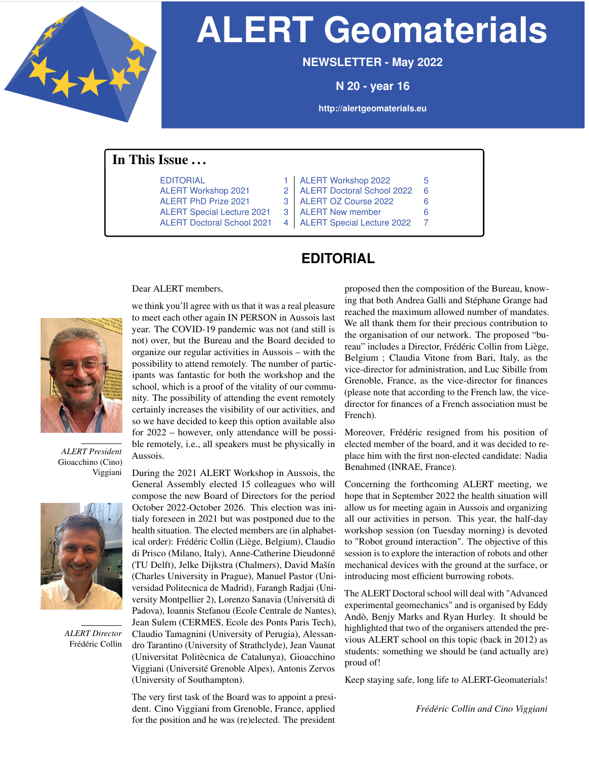# ALERT Geomaterials

**NEWSLETTER - May 2022**

**N 20 - year 16**

**http://alertgeomaterials.eu**

## In This Issue . . .

| | | | |
|---|---|---|---|
| EDITORIAL | 1 | ALERT Workshop 2022 | 5 |
| ALERT Workshop 2021 | 2 | ALERT Doctoral School 2022 | 6 |
| ALERT PhD Prize 2021 | 3 | ALERT OZ Course 2022 | 6 |
| ALERT Special Lecture 2021 | 3 | ALERT New member | 6 |
| ALERT Doctoral School 2021 | 4 | ALERT Special Lecture 2022 | 7 |

## EDITORIAL

*ALERT President*
Gioacchino (Cino) Viggiani

*ALERT Director*
Frédéric Collin

Dear ALERT members,

we think you'll agree with us that it was a real pleasure to meet each other again IN PERSON in Aussois last year. The COVID-19 pandemic was not (and still is not) over, but the Bureau and the Board decided to organize our regular activities in Aussois – with the possibility to attend remotely. The number of participants was fantastic for both the workshop and the school, which is a proof of the vitality of our community. The possibility of attending the event remotely certainly increases the visibility of our activities, and so we have decided to keep this option available also for 2022 – however, only attendance will be possible remotely, i.e., all speakers must be physically in Aussois.

During the 2021 ALERT Workshop in Aussois, the General Assembly elected 15 colleagues who will compose the new Board of Directors for the period October 2022-October 2026. This election was initialy foreseen in 2021 but was postponed due to the health situation. The elected members are (in alphabetical order): Frédéric Collin (Liège, Belgium), Claudio di Prisco (Milano, Italy), Anne-Catherine Dieudonné (TU Delft), Jelke Dijkstra (Chalmers), David Mašín (Charles University in Prague), Manuel Pastor (Universidad Politecnica de Madrid), Farangh Radjai (University Montpellier 2), Lorenzo Sanavia (Università di Padova), Ioannis Stefanou (Ecole Centrale de Nantes), Jean Sulem (CERMES, Ecole des Ponts Paris Tech), Claudio Tamagnini (University of Perugia), Alessandro Tarantino (University of Strathclyde), Jean Vaunat (Universitat Politècnica de Catalunya), Gioacchino Viggiani (Université Grenoble Alpes), Antonis Zervos (University of Southampton).

The very first task of the Board was to appoint a president. Cino Viggiani from Grenoble, France, applied for the position and he was (re)elected. The president proposed then the composition of the Bureau, knowing that both Andrea Galli and Stéphane Grange had reached the maximum allowed number of mandates. We all thank them for their precious contribution to the organisation of our network. The proposed "bureau" includes a Director, Frédéric Collin from Liège, Belgium ; Claudia Vitone from Bari, Italy, as the vice-director for administration, and Luc Sibille from Grenoble, France, as the vice-director for finances (please note that according to the French law, the vice-director for finances of a French association must be French).

Moreover, Frédéric resigned from his position of elected member of the board, and it was decided to replace him with the first non-elected candidate: Nadia Benahmed (INRAE, France).

Concerning the forthcoming ALERT meeting, we hope that in September 2022 the health situation will allow us for meeting again in Aussois and organizing all our activities in person. This year, the half-day workshop session (on Tuesday morning) is devoted to "Robot ground interaction". The objective of this session is to explore the interaction of robots and other mechanical devices with the ground at the surface, or introducing most efficient burrowing robots.

The ALERT Doctoral school will deal with "Advanced experimental geomechanics" and is organised by Eddy Andò, Benjy Marks and Ryan Hurley. It should be highlighted that two of the organisers attended the previous ALERT school on this topic (back in 2012) as students: something we should be (and actually are) proud of!

Keep staying safe, long life to ALERT-Geomaterials!

*Frédéric Collin and Cino Viggiani*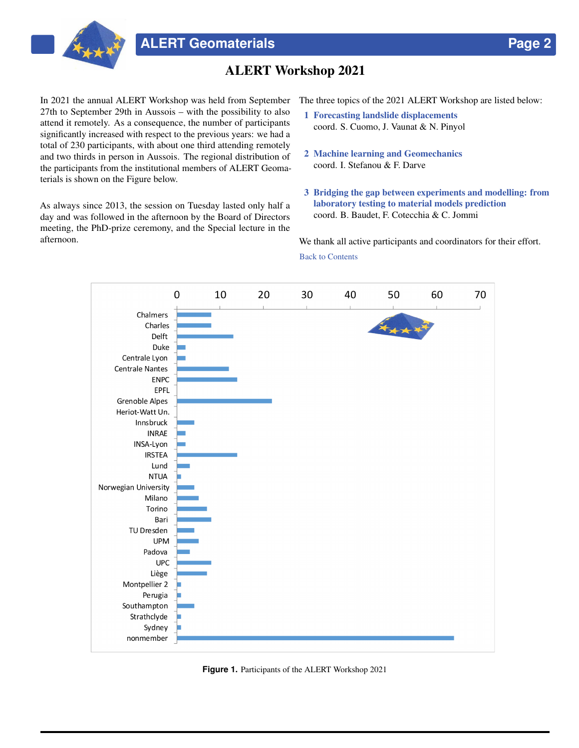# ALERT Workshop 2021

In 2021 the annual ALERT Workshop was held from September 27th to September 29th in Aussois – with the possibility to also attend it remotely. As a consequence, the number of participants significantly increased with respect to the previous years: we had a total of 230 participants, with about one third attending remotely and two thirds in person in Aussois. The regional distribution of the participants from the institutional members of ALERT Geomaterials is shown on the Figure below.

As always since 2013, the session on Tuesday lasted only half a day and was followed in the afternoon by the Board of Directors meeting, the PhD-prize ceremony, and the Special lecture in the afternoon.

The three topics of the 2021 ALERT Workshop are listed below:

1. **Forecasting landslide displacements**
   coord. S. Cuomo, J. Vaunat & N. Pinyol

2. **Machine learning and Geomechanics**
   coord. I. Stefanou & F. Darve

3. **Bridging the gap between experiments and modelling: from laboratory testing to material models prediction**
   coord. B. Baudet, F. Cotecchia & C. Jommi

We thank all active participants and coordinators for their effort.

Back to Contents

**Figure 1.** Participants of the ALERT Workshop 2021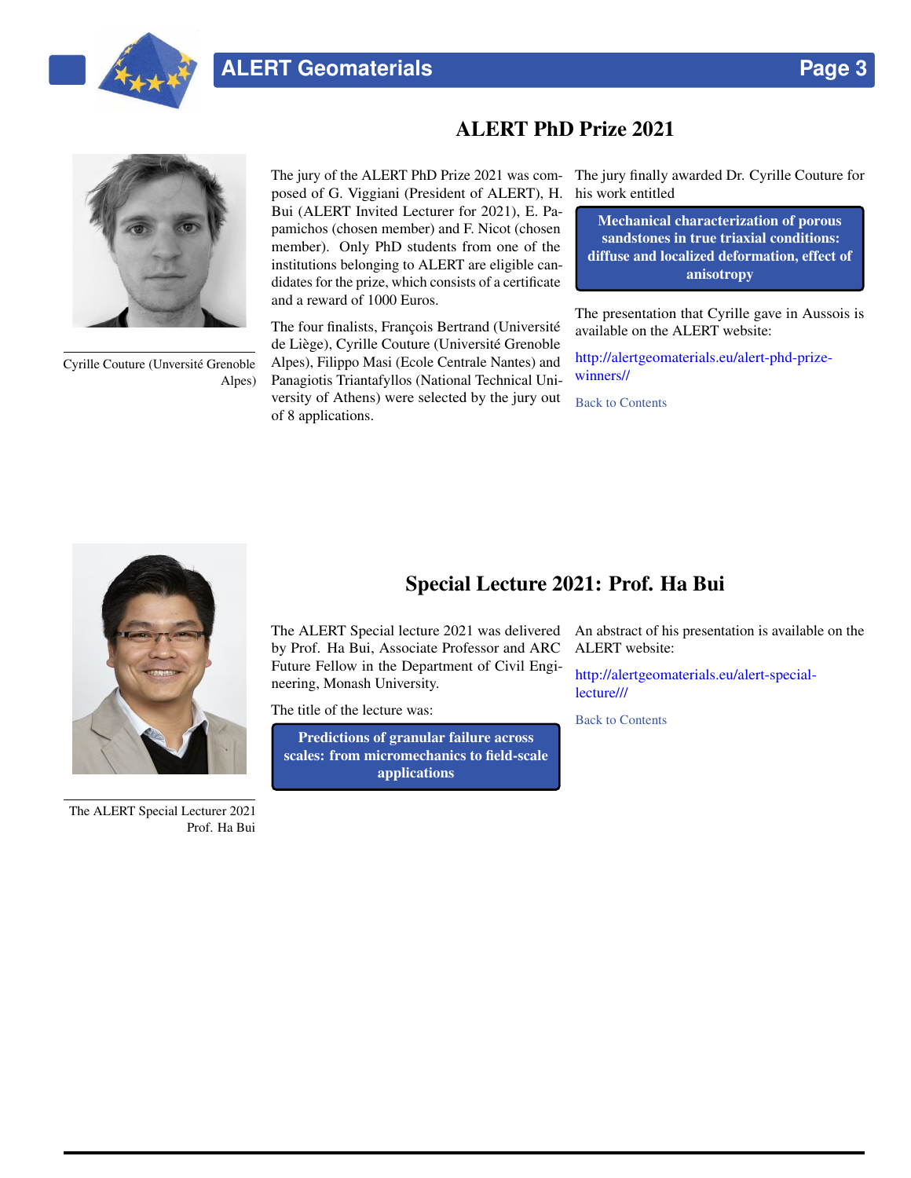## ALERT PhD Prize 2021

Cyrille Couture (Unversité Grenoble Alpes)

The jury of the ALERT PhD Prize 2021 was composed of G. Viggiani (President of ALERT), H. Bui (ALERT Invited Lecturer for 2021), E. Papamichos (chosen member) and F. Nicot (chosen member). Only PhD students from one of the institutions belonging to ALERT are eligible candidates for the prize, which consists of a certificate and a reward of 1000 Euros.

The four finalists, François Bertrand (Université de Liège), Cyrille Couture (Université Grenoble Alpes), Filippo Masi (Ecole Centrale Nantes) and Panagiotis Triantafyllos (National Technical University of Athens) were selected by the jury out of 8 applications.

The jury finally awarded Dr. Cyrille Couture for his work entitled

**Mechanical characterization of porous sandstones in true triaxial conditions: diffuse and localized deformation, effect of anisotropy**

The presentation that Cyrille gave in Aussois is available on the ALERT website:

http://alertgeomaterials.eu/alert-phd-prize-winners//

Back to Contents

## Special Lecture 2021: Prof. Ha Bui

The ALERT Special Lecturer 2021 Prof. Ha Bui

The ALERT Special lecture 2021 was delivered by Prof. Ha Bui, Associate Professor and ARC Future Fellow in the Department of Civil Engineering, Monash University.

The title of the lecture was:

**Predictions of granular failure across scales: from micromechanics to field-scale applications**

An abstract of his presentation is available on the ALERT website:

http://alertgeomaterials.eu/alert-special-lecture///

Back to Contents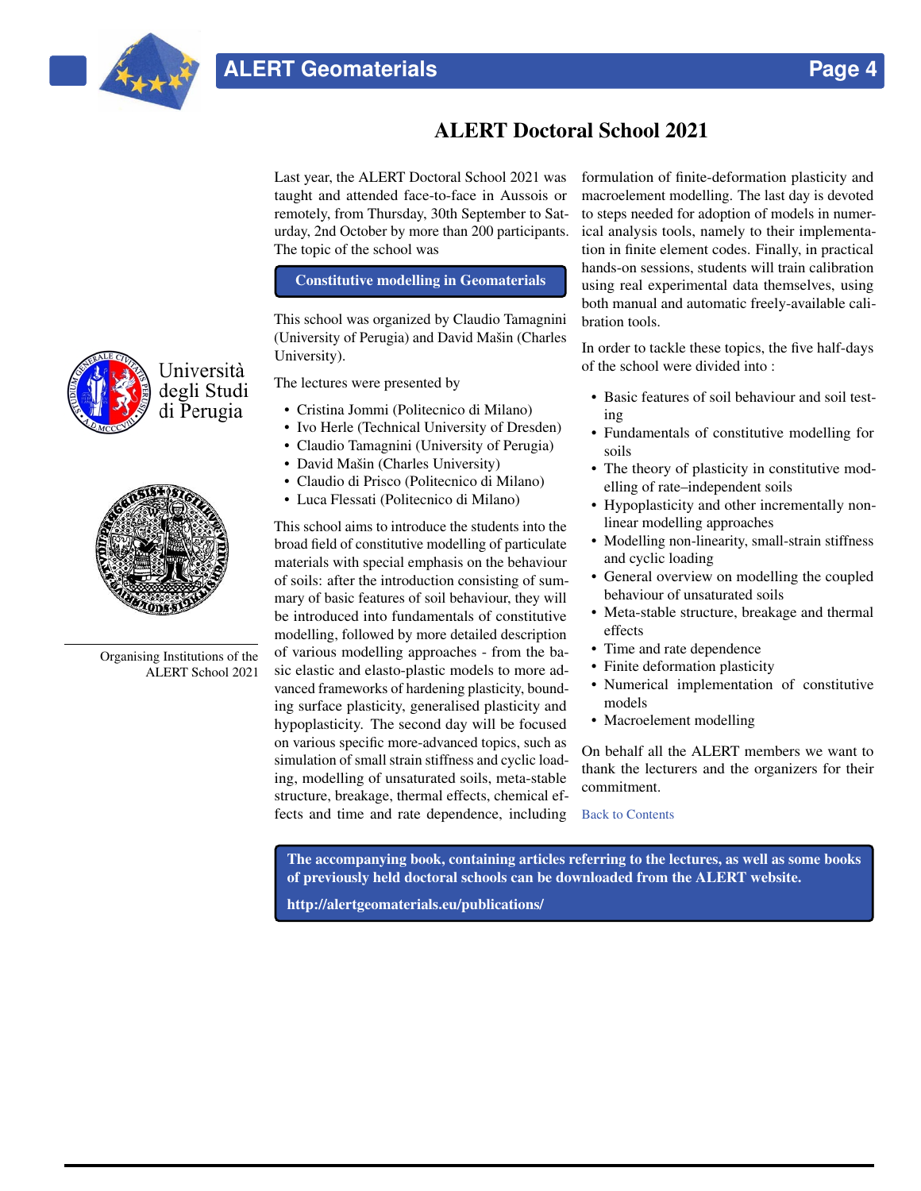# ALERT Doctoral School 2021

Last year, the ALERT Doctoral School 2021 was taught and attended face-to-face in Aussois or remotely, from Thursday, 30th September to Saturday, 2nd October by more than 200 participants. The topic of the school was

**Constitutive modelling in Geomaterials**

This school was organized by Claudio Tamagnini (University of Perugia) and David Mašín (Charles University).

The lectures were presented by

- Cristina Jommi (Politecnico di Milano)
- Ivo Herle (Technical University of Dresden)
- Claudio Tamagnini (University of Perugia)
- David Mašín (Charles University)
- Claudio di Prisco (Politecnico di Milano)
- Luca Flessati (Politecnico di Milano)

This school aims to introduce the students into the broad field of constitutive modelling of particulate materials with special emphasis on the behaviour of soils: after the introduction consisting of summary of basic features of soil behaviour, they will be introduced into fundamentals of constitutive modelling, followed by more detailed description of various modelling approaches - from the basic elastic and elasto-plastic models to more advanced frameworks of hardening plasticity, bounding surface plasticity, generalised plasticity and hypoplasticity. The second day will be focused on various specific more-advanced topics, such as simulation of small strain stiffness and cyclic loading, modelling of unsaturated soils, meta-stable structure, breakage, thermal effects, chemical effects and time and rate dependence, including formulation of finite-deformation plasticity and macroelement modelling. The last day is devoted to steps needed for adoption of models in numerical analysis tools, namely to their implementation in finite element codes. Finally, in practical hands-on sessions, students will train calibration using real experimental data themselves, using both manual and automatic freely-available calibration tools.

In order to tackle these topics, the five half-days of the school were divided into :

- Basic features of soil behaviour and soil testing
- Fundamentals of constitutive modelling for soils
- The theory of plasticity in constitutive modelling of rate–independent soils
- Hypoplasticity and other incrementally nonlinear modelling approaches
- Modelling non-linearity, small-strain stiffness and cyclic loading
- General overview on modelling the coupled behaviour of unsaturated soils
- Meta-stable structure, breakage and thermal effects
- Time and rate dependence
- Finite deformation plasticity
- Numerical implementation of constitutive models
- Macroelement modelling

On behalf all the ALERT members we want to thank the lecturers and the organizers for their commitment.

Back to Contents

Università degli Studi di Perugia

Organising Institutions of the ALERT School 2021

**The accompanying book, containing articles referring to the lectures, as well as some books of previously held doctoral schools can be downloaded from the ALERT website.**

**http://alertgeomaterials.eu/publications/**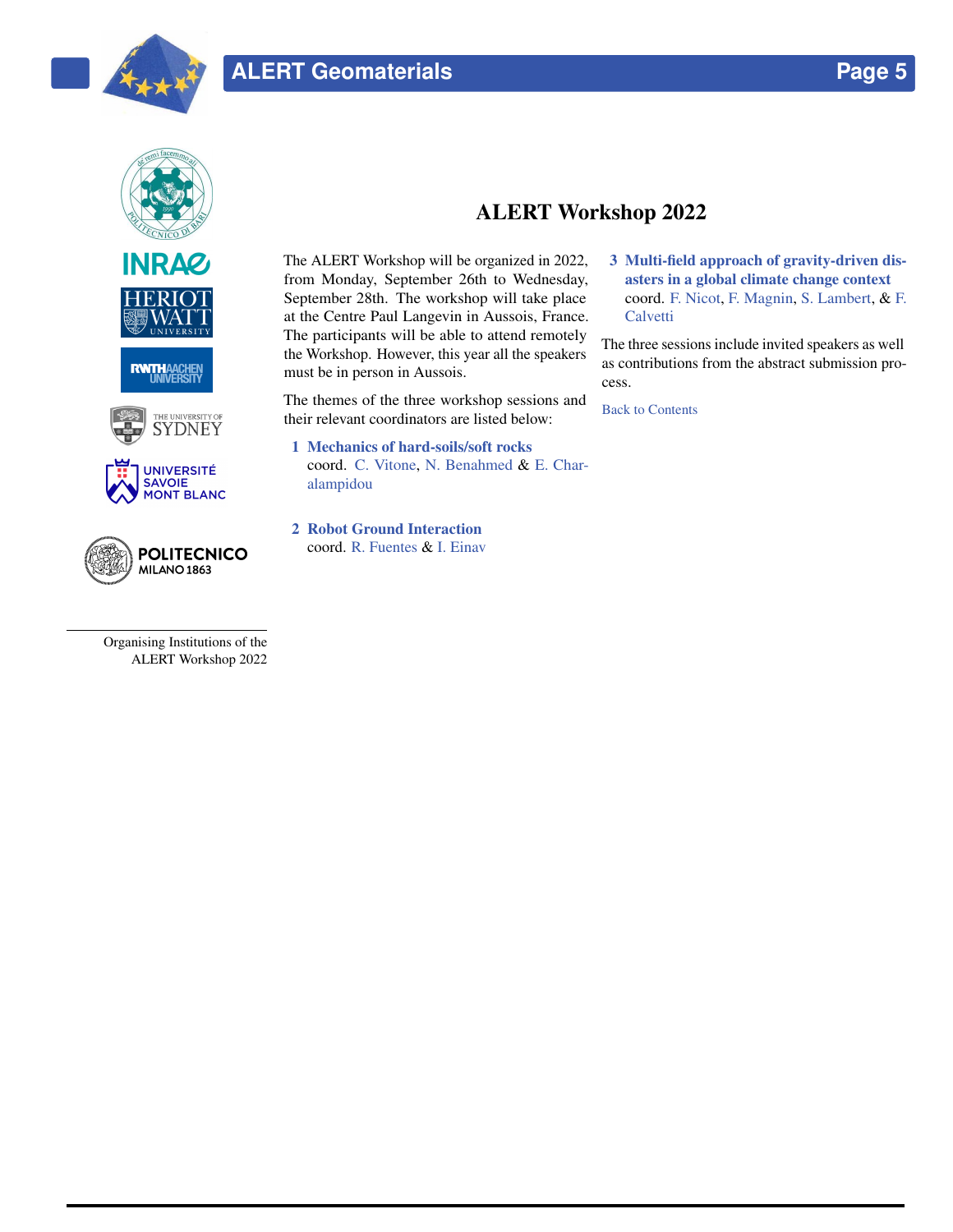## ALERT Workshop 2022

The ALERT Workshop will be organized in 2022, from Monday, September 26th to Wednesday, September 28th. The workshop will take place at the Centre Paul Langevin in Aussois, France. The participants will be able to attend remotely the Workshop. However, this year all the speakers must be in person in Aussois.

The themes of the three workshop sessions and their relevant coordinators are listed below:

1. **Mechanics of hard-soils/soft rocks**
   coord. C. Vitone, N. Benahmed & E. Charalampidou

2. **Robot Ground Interaction**
   coord. R. Fuentes & I. Einav

3. **Multi-field approach of gravity-driven disasters in a global climate change context**
   coord. F. Nicot, F. Magnin, S. Lambert, & F. Calvetti

The three sessions include invited speakers as well as contributions from the abstract submission process.

Back to Contents

Organising Institutions of the ALERT Workshop 2022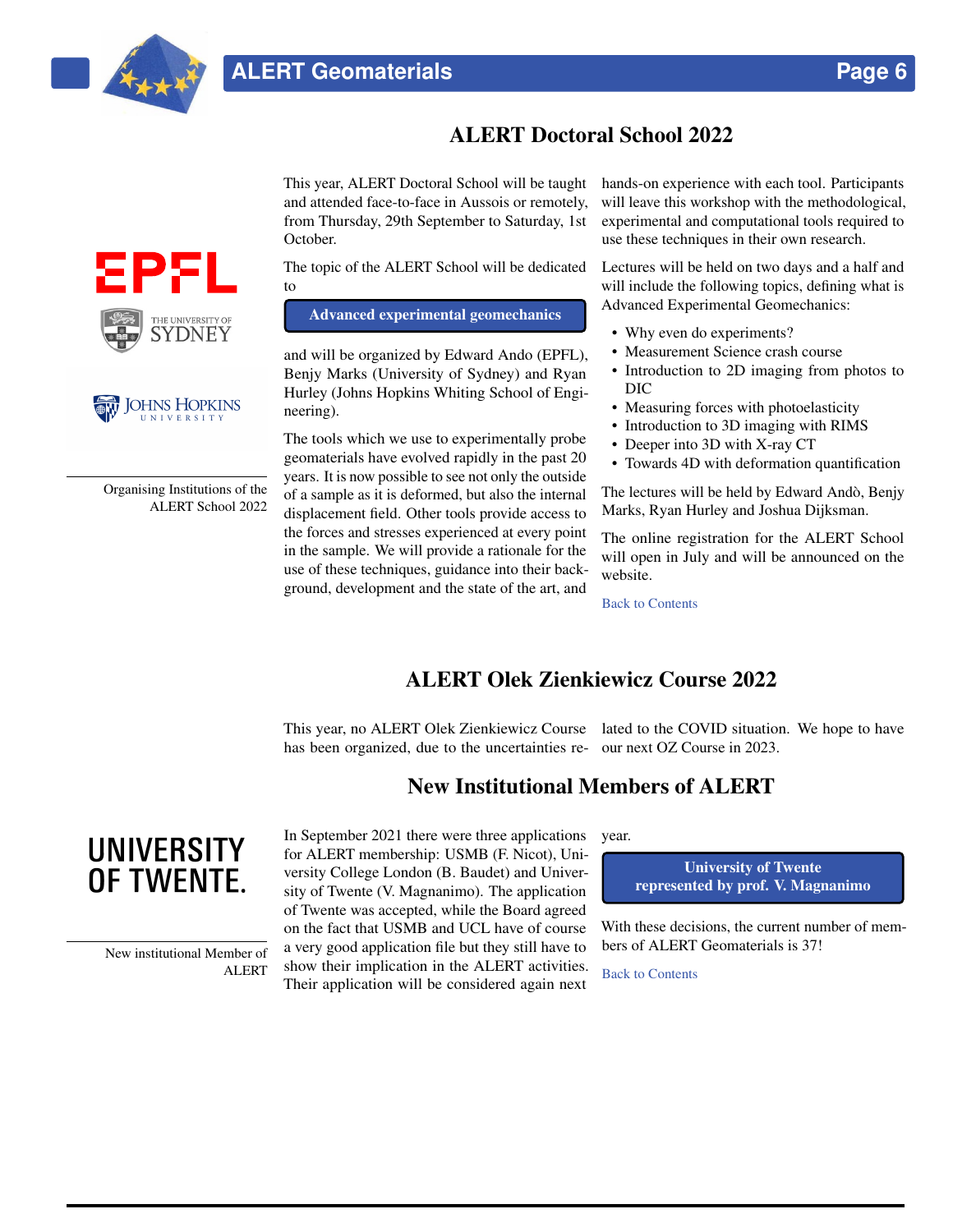## ALERT Doctoral School 2022

This year, ALERT Doctoral School will be taught and attended face-to-face in Aussois or remotely, from Thursday, 29th September to Saturday, 1st October.

The topic of the ALERT School will be dedicated to

**Advanced experimental geomechanics**

and will be organized by Edward Ando (EPFL), Benjy Marks (University of Sydney) and Ryan Hurley (Johns Hopkins Whiting School of Engineering).

The tools which we use to experimentally probe geomaterials have evolved rapidly in the past 20 years. It is now possible to see not only the outside of a sample as it is deformed, but also the internal displacement field. Other tools provide access to the forces and stresses experienced at every point in the sample. We will provide a rationale for the use of these techniques, guidance into their background, development and the state of the art, and hands-on experience with each tool. Participants will leave this workshop with the methodological, experimental and computational tools required to use these techniques in their own research.

Lectures will be held on two days and a half and will include the following topics, defining what is Advanced Experimental Geomechanics:

- Why even do experiments?
- Measurement Science crash course
- Introduction to 2D imaging from photos to DIC
- Measuring forces with photoelasticity
- Introduction to 3D imaging with RIMS
- Deeper into 3D with X-ray CT
- Towards 4D with deformation quantification

The lectures will be held by Edward Andò, Benjy Marks, Ryan Hurley and Joshua Dijksman.

The online registration for the ALERT School will open in July and will be announced on the website.

Organising Institutions of the ALERT School 2022

Back to Contents

## ALERT Olek Zienkiewicz Course 2022

This year, no ALERT Olek Zienkiewicz Course has been organized, due to the uncertainties related to the COVID situation. We hope to have our next OZ Course in 2023.

## New Institutional Members of ALERT

In September 2021 there were three applications for ALERT membership: USMB (F. Nicot), University College London (B. Baudet) and University of Twente (V. Magnanimo). The application of Twente was accepted, while the Board agreed on the fact that USMB and UCL have of course a very good application file but they still have to show their implication in the ALERT activities. Their application will be considered again next year.

**University of Twente represented by prof. V. Magnanimo**

With these decisions, the current number of members of ALERT Geomaterials is 37!

New institutional Member of ALERT

Back to Contents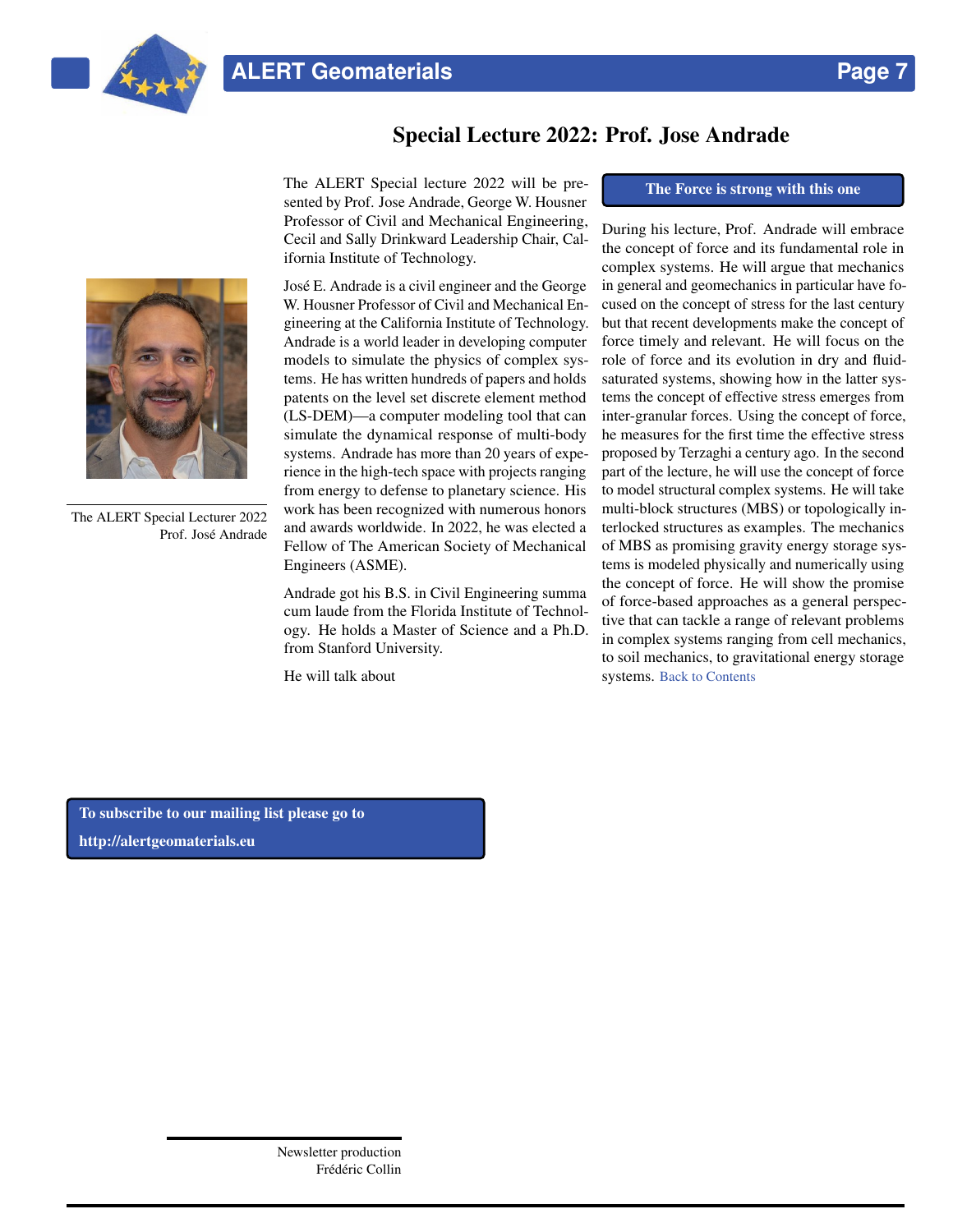## Special Lecture 2022: Prof. Jose Andrade

The ALERT Special lecture 2022 will be presented by Prof. Jose Andrade, George W. Housner Professor of Civil and Mechanical Engineering, Cecil and Sally Drinkward Leadership Chair, California Institute of Technology.

The ALERT Special Lecturer 2022
Prof. José Andrade

José E. Andrade is a civil engineer and the George W. Housner Professor of Civil and Mechanical Engineering at the California Institute of Technology. Andrade is a world leader in developing computer models to simulate the physics of complex systems. He has written hundreds of papers and holds patents on the level set discrete element method (LS-DEM)—a computer modeling tool that can simulate the dynamical response of multi-body systems. Andrade has more than 20 years of experience in the high-tech space with projects ranging from energy to defense to planetary science. His work has been recognized with numerous honors and awards worldwide. In 2022, he was elected a Fellow of The American Society of Mechanical Engineers (ASME).

Andrade got his B.S. in Civil Engineering summa cum laude from the Florida Institute of Technology. He holds a Master of Science and a Ph.D. from Stanford University.

He will talk about

**The Force is strong with this one**

During his lecture, Prof. Andrade will embrace the concept of force and its fundamental role in complex systems. He will argue that mechanics in general and geomechanics in particular have focused on the concept of stress for the last century but that recent developments make the concept of force timely and relevant. He will focus on the role of force and its evolution in dry and fluid-saturated systems, showing how in the latter systems the concept of effective stress emerges from inter-granular forces. Using the concept of force, he measures for the first time the effective stress proposed by Terzaghi a century ago. In the second part of the lecture, he will use the concept of force to model structural complex systems. He will take multi-block structures (MBS) or topologically interlocked structures as examples. The mechanics of MBS as promising gravity energy storage systems is modeled physically and numerically using the concept of force. He will show the promise of force-based approaches as a general perspective that can tackle a range of relevant problems in complex systems ranging from cell mechanics, to soil mechanics, to gravitational energy storage systems. Back to Contents

**To subscribe to our mailing list please go to**
**http://alertgeomaterials.eu**

Newsletter production
Frédéric Collin